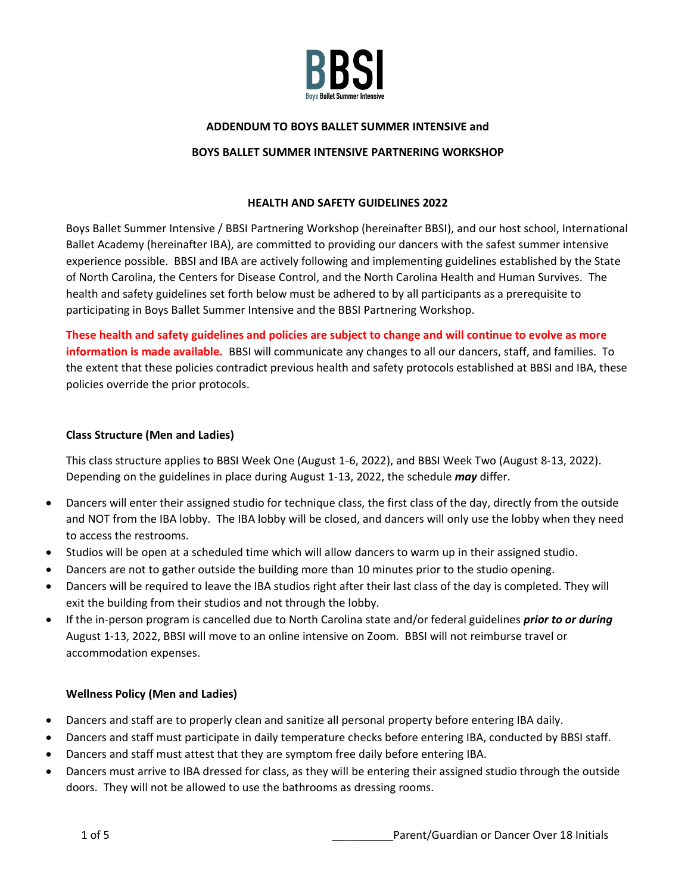BBSI

Boys Ballet Summer Intensive

**ADDENDUM TO BOYS BALLET SUMMER INTENSIVE and**

**BOYS BALLET SUMMER INTENSIVE PARTNERING WORKSHOP**

**HEALTH AND SAFETY GUIDELINES 2022**

Boys Ballet Summer Intensive / BBSI Partnering Workshop (hereinafter BBSI), and our host school, International Ballet Academy (hereinafter IBA), are committed to providing our dancers with the safest summer intensive experience possible. BBSI and IBA are actively following and implementing guidelines established by the State of North Carolina, the Centers for Disease Control, and the North Carolina Health and Human Survives. The health and safety guidelines set forth below must be adhered to by all participants as a prerequisite to participating in Boys Ballet Summer Intensive and the BBSI Partnering Workshop.

**These health and safety guidelines and policies are subject to change and will continue to evolve as more information is made available.** BBSI will communicate any changes to all our dancers, staff, and families. To the extent that these policies contradict previous health and safety protocols established at BBSI and IBA, these policies override the prior protocols.

**Class Structure (Men and Ladies)**

This class structure applies to BBSI Week One (August 1-6, 2022), and BBSI Week Two (August 8-13, 2022). Depending on the guidelines in place during August 1-13, 2022, the schedule ***may*** differ.

- Dancers will enter their assigned studio for technique class, the first class of the day, directly from the outside and NOT from the IBA lobby. The IBA lobby will be closed, and dancers will only use the lobby when they need to access the restrooms.
- Studios will be open at a scheduled time which will allow dancers to warm up in their assigned studio.
- Dancers are not to gather outside the building more than 10 minutes prior to the studio opening.
- Dancers will be required to leave the IBA studios right after their last class of the day is completed. They will exit the building from their studios and not through the lobby.
- If the in-person program is cancelled due to North Carolina state and/or federal guidelines ***prior to or during*** August 1-13, 2022, BBSI will move to an online intensive on Zoom. BBSI will not reimburse travel or accommodation expenses.

**Wellness Policy (Men and Ladies)**

- Dancers and staff are to properly clean and sanitize all personal property before entering IBA daily.
- Dancers and staff must participate in daily temperature checks before entering IBA, conducted by BBSI staff.
- Dancers and staff must attest that they are symptom free daily before entering IBA.
- Dancers must arrive to IBA dressed for class, as they will be entering their assigned studio through the outside doors. They will not be allowed to use the bathrooms as dressing rooms.

__________Parent/Guardian or Dancer Over 18 Initials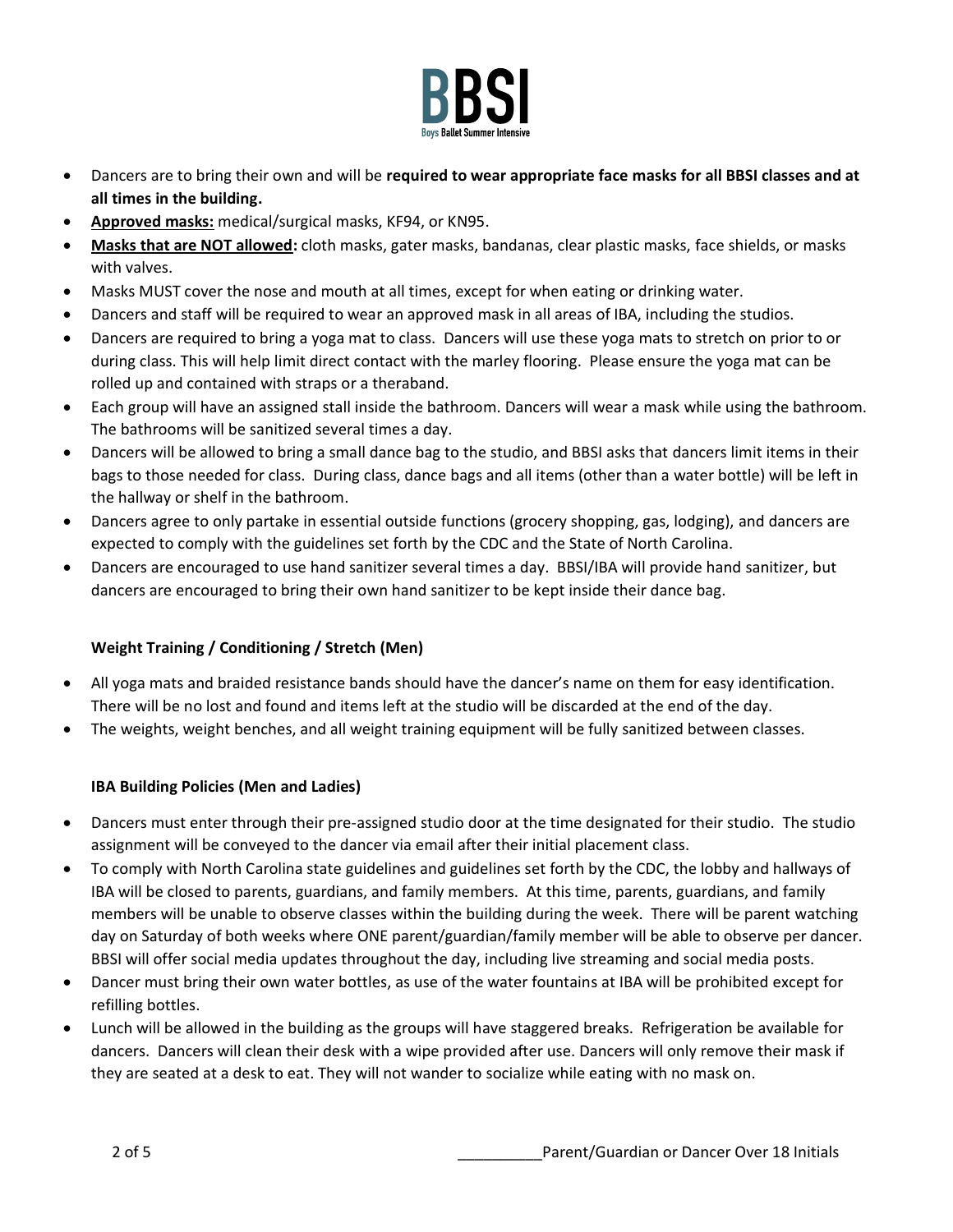- Dancers are to bring their own and will be **required to wear appropriate face masks for all BBSI classes and at all times in the building.**
- **Approved masks:** medical/surgical masks, KF94, or KN95.
- **Masks that are NOT allowed:** cloth masks, gater masks, bandanas, clear plastic masks, face shields, or masks with valves.
- Masks MUST cover the nose and mouth at all times, except for when eating or drinking water.
- Dancers and staff will be required to wear an approved mask in all areas of IBA, including the studios.
- Dancers are required to bring a yoga mat to class. Dancers will use these yoga mats to stretch on prior to or during class. This will help limit direct contact with the marley flooring. Please ensure the yoga mat can be rolled up and contained with straps or a theraband.
- Each group will have an assigned stall inside the bathroom. Dancers will wear a mask while using the bathroom. The bathrooms will be sanitized several times a day.
- Dancers will be allowed to bring a small dance bag to the studio, and BBSI asks that dancers limit items in their bags to those needed for class. During class, dance bags and all items (other than a water bottle) will be left in the hallway or shelf in the bathroom.
- Dancers agree to only partake in essential outside functions (grocery shopping, gas, lodging), and dancers are expected to comply with the guidelines set forth by the CDC and the State of North Carolina.
- Dancers are encouraged to use hand sanitizer several times a day. BBSI/IBA will provide hand sanitizer, but dancers are encouraged to bring their own hand sanitizer to be kept inside their dance bag.

**Weight Training / Conditioning / Stretch (Men)**

- All yoga mats and braided resistance bands should have the dancer's name on them for easy identification. There will be no lost and found and items left at the studio will be discarded at the end of the day.
- The weights, weight benches, and all weight training equipment will be fully sanitized between classes.

**IBA Building Policies (Men and Ladies)**

- Dancers must enter through their pre-assigned studio door at the time designated for their studio. The studio assignment will be conveyed to the dancer via email after their initial placement class.
- To comply with North Carolina state guidelines and guidelines set forth by the CDC, the lobby and hallways of IBA will be closed to parents, guardians, and family members. At this time, parents, guardians, and family members will be unable to observe classes within the building during the week. There will be parent watching day on Saturday of both weeks where ONE parent/guardian/family member will be able to observe per dancer. BBSI will offer social media updates throughout the day, including live streaming and social media posts.
- Dancer must bring their own water bottles, as use of the water fountains at IBA will be prohibited except for refilling bottles.
- Lunch will be allowed in the building as the groups will have staggered breaks. Refrigeration be available for dancers. Dancers will clean their desk with a wipe provided after use. Dancers will only remove their mask if they are seated at a desk to eat. They will not wander to socialize while eating with no mask on.

__________Parent/Guardian or Dancer Over 18 Initials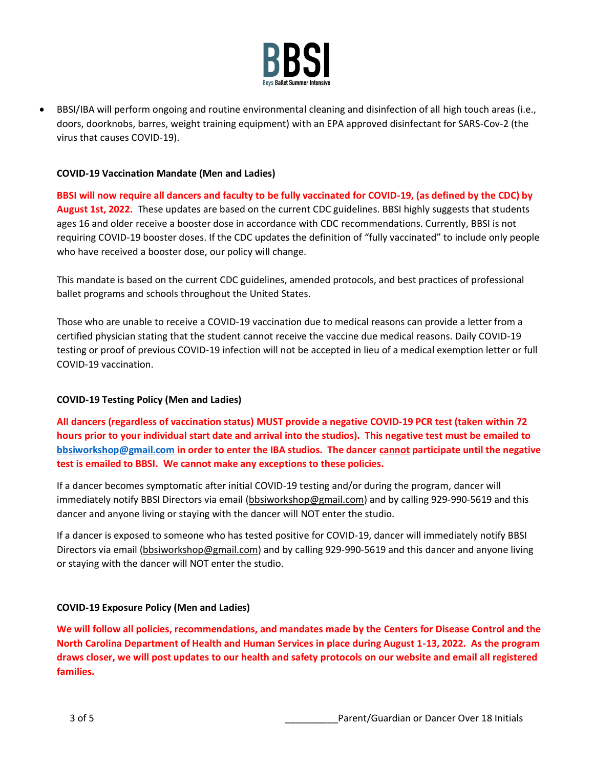- BBSI/IBA will perform ongoing and routine environmental cleaning and disinfection of all high touch areas (i.e., doors, doorknobs, barres, weight training equipment) with an EPA approved disinfectant for SARS-Cov-2 (the virus that causes COVID-19).

**COVID-19 Vaccination Mandate (Men and Ladies)**

**BBSI will now require all dancers and faculty to be fully vaccinated for COVID-19, (as defined by the CDC) by August 1st, 2022.** These updates are based on the current CDC guidelines. BBSI highly suggests that students ages 16 and older receive a booster dose in accordance with CDC recommendations. Currently, BBSI is not requiring COVID-19 booster doses. If the CDC updates the definition of "fully vaccinated" to include only people who have received a booster dose, our policy will change.

This mandate is based on the current CDC guidelines, amended protocols, and best practices of professional ballet programs and schools throughout the United States.

Those who are unable to receive a COVID-19 vaccination due to medical reasons can provide a letter from a certified physician stating that the student cannot receive the vaccine due medical reasons. Daily COVID-19 testing or proof of previous COVID-19 infection will not be accepted in lieu of a medical exemption letter or full COVID-19 vaccination.

**COVID-19 Testing Policy (Men and Ladies)**

**All dancers (regardless of vaccination status) MUST provide a negative COVID-19 PCR test (taken within 72 hours prior to your individual start date and arrival into the studios). This negative test must be emailed to bbsiworkshop@gmail.com in order to enter the IBA studios. The dancer cannot participate until the negative test is emailed to BBSI. We cannot make any exceptions to these policies.**

If a dancer becomes symptomatic after initial COVID-19 testing and/or during the program, dancer will immediately notify BBSI Directors via email (bbsiworkshop@gmail.com) and by calling 929-990-5619 and this dancer and anyone living or staying with the dancer will NOT enter the studio.

If a dancer is exposed to someone who has tested positive for COVID-19, dancer will immediately notify BBSI Directors via email (bbsiworkshop@gmail.com) and by calling 929-990-5619 and this dancer and anyone living or staying with the dancer will NOT enter the studio.

**COVID-19 Exposure Policy (Men and Ladies)**

**We will follow all policies, recommendations, and mandates made by the Centers for Disease Control and the North Carolina Department of Health and Human Services in place during August 1-13, 2022. As the program draws closer, we will post updates to our health and safety protocols on our website and email all registered families.**

__________Parent/Guardian or Dancer Over 18 Initials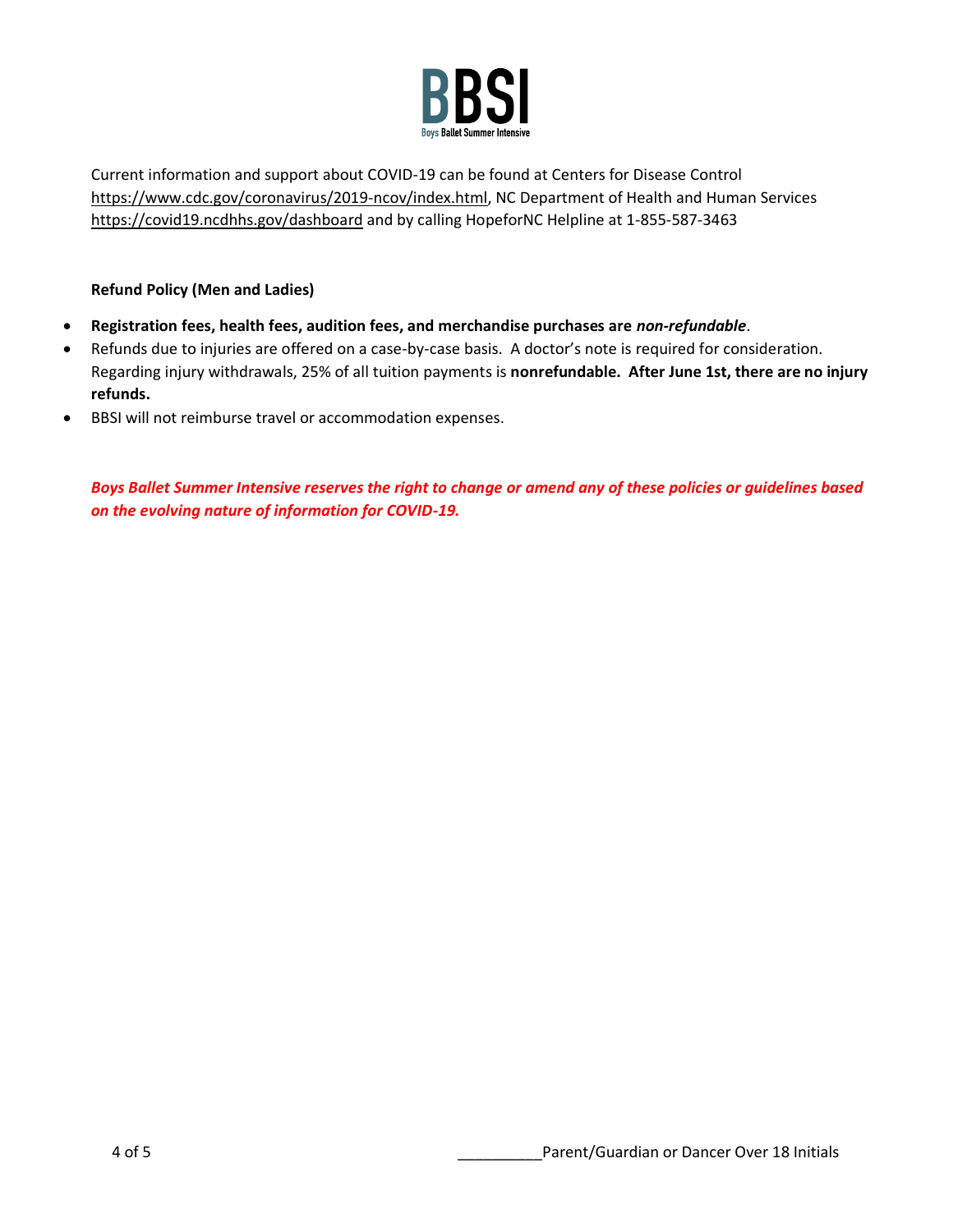Current information and support about COVID-19 can be found at Centers for Disease Control https://www.cdc.gov/coronavirus/2019-ncov/index.html, NC Department of Health and Human Services https://covid19.ncdhhs.gov/dashboard and by calling HopeforNC Helpline at 1-855-587-3463

**Refund Policy (Men and Ladies)**

- **Registration fees, health fees, audition fees, and merchandise purchases are *non-refundable***.
- Refunds due to injuries are offered on a case-by-case basis. A doctor's note is required for consideration. Regarding injury withdrawals, 25% of all tuition payments is **nonrefundable. After June 1st, there are no injury refunds.**
- BBSI will not reimburse travel or accommodation expenses.

***Boys Ballet Summer Intensive reserves the right to change or amend any of these policies or guidelines based on the evolving nature of information for COVID-19.***

__________Parent/Guardian or Dancer Over 18 Initials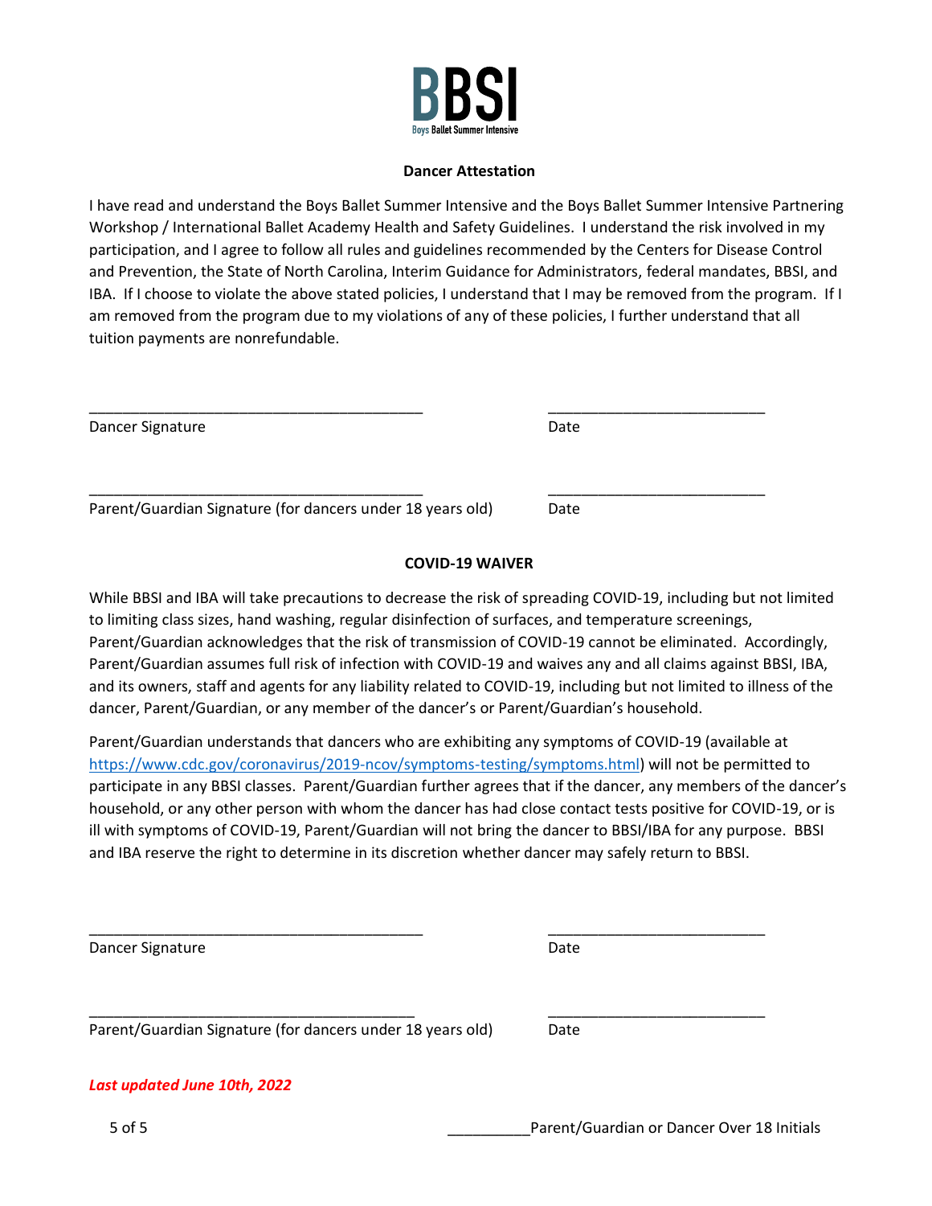BBSI
Boys Ballet Summer Intensive

**Dancer Attestation**

I have read and understand the Boys Ballet Summer Intensive and the Boys Ballet Summer Intensive Partnering Workshop / International Ballet Academy Health and Safety Guidelines. I understand the risk involved in my participation, and I agree to follow all rules and guidelines recommended by the Centers for Disease Control and Prevention, the State of North Carolina, Interim Guidance for Administrators, federal mandates, BBSI, and IBA. If I choose to violate the above stated policies, I understand that I may be removed from the program. If I am removed from the program due to my violations of any of these policies, I further understand that all tuition payments are nonrefundable.

________________________________________ ___________________________

Dancer Signature Date

________________________________________ ___________________________

Parent/Guardian Signature (for dancers under 18 years old) Date

**COVID-19 WAIVER**

While BBSI and IBA will take precautions to decrease the risk of spreading COVID-19, including but not limited to limiting class sizes, hand washing, regular disinfection of surfaces, and temperature screenings, Parent/Guardian acknowledges that the risk of transmission of COVID-19 cannot be eliminated. Accordingly, Parent/Guardian assumes full risk of infection with COVID-19 and waives any and all claims against BBSI, IBA, and its owners, staff and agents for any liability related to COVID-19, including but not limited to illness of the dancer, Parent/Guardian, or any member of the dancer's or Parent/Guardian's household.

Parent/Guardian understands that dancers who are exhibiting any symptoms of COVID-19 (available at https://www.cdc.gov/coronavirus/2019-ncov/symptoms-testing/symptoms.html) will not be permitted to participate in any BBSI classes. Parent/Guardian further agrees that if the dancer, any members of the dancer's household, or any other person with whom the dancer has had close contact tests positive for COVID-19, or is ill with symptoms of COVID-19, Parent/Guardian will not bring the dancer to BBSI/IBA for any purpose. BBSI and IBA reserve the right to determine in its discretion whether dancer may safely return to BBSI.

________________________________________ ___________________________

Dancer Signature Date

________________________________________ ___________________________

Parent/Guardian Signature (for dancers under 18 years old) Date

***Last updated June 10th, 2022***

__________Parent/Guardian or Dancer Over 18 Initials